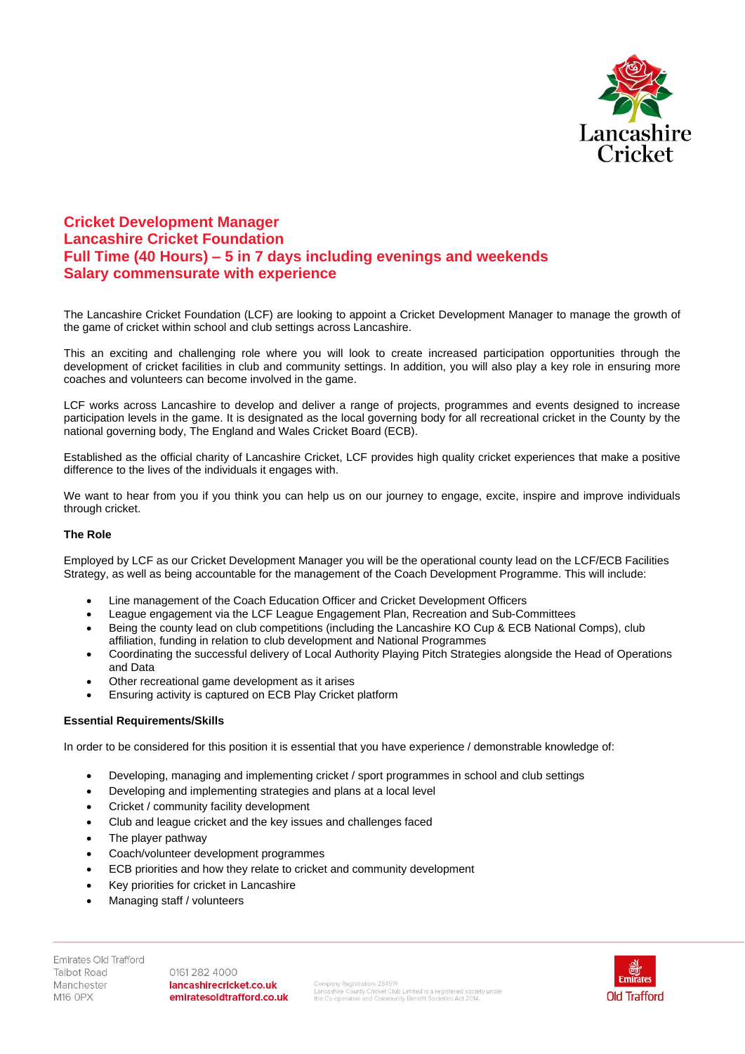# Cricket Development Manager
# Lancashire Cricket Foundation
# Full Time (40 Hours) – 5 in 7 days including evenings and weekends
# Salary commensurate with experience

The Lancashire Cricket Foundation (LCF) are looking to appoint a Cricket Development Manager to manage the growth of the game of cricket within school and club settings across Lancashire.

This an exciting and challenging role where you will look to create increased participation opportunities through the development of cricket facilities in club and community settings. In addition, you will also play a key role in ensuring more coaches and volunteers can become involved in the game.

LCF works across Lancashire to develop and deliver a range of projects, programmes and events designed to increase participation levels in the game. It is designated as the local governing body for all recreational cricket in the County by the national governing body, The England and Wales Cricket Board (ECB).

Established as the official charity of Lancashire Cricket, LCF provides high quality cricket experiences that make a positive difference to the lives of the individuals it engages with.

We want to hear from you if you think you can help us on our journey to engage, excite, inspire and improve individuals through cricket.

**The Role**

Employed by LCF as our Cricket Development Manager you will be the operational county lead on the LCF/ECB Facilities Strategy, as well as being accountable for the management of the Coach Development Programme. This will include:

- Line management of the Coach Education Officer and Cricket Development Officers
- League engagement via the LCF League Engagement Plan, Recreation and Sub-Committees
- Being the county lead on club competitions (including the Lancashire KO Cup & ECB National Comps), club affiliation, funding in relation to club development and National Programmes
- Coordinating the successful delivery of Local Authority Playing Pitch Strategies alongside the Head of Operations and Data
- Other recreational game development as it arises
- Ensuring activity is captured on ECB Play Cricket platform

**Essential Requirements/Skills**

In order to be considered for this position it is essential that you have experience / demonstrable knowledge of:

- Developing, managing and implementing cricket / sport programmes in school and club settings
- Developing and implementing strategies and plans at a local level
- Cricket / community facility development
- Club and league cricket and the key issues and challenges faced
- The player pathway
- Coach/volunteer development programmes
- ECB priorities and how they relate to cricket and community development
- Key priorities for cricket in Lancashire
- Managing staff / volunteers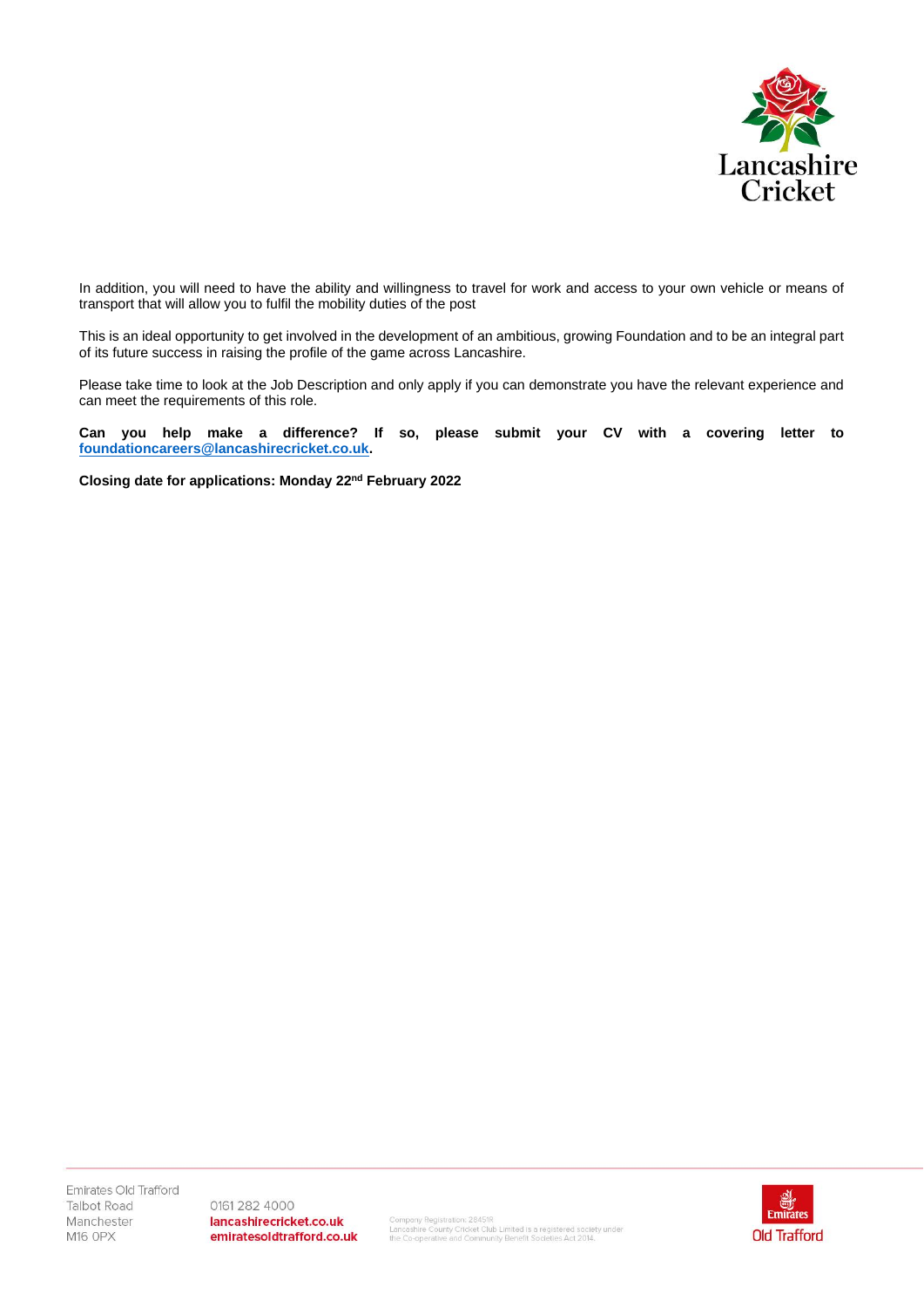In addition, you will need to have the ability and willingness to travel for work and access to your own vehicle or means of transport that will allow you to fulfil the mobility duties of the post

This is an ideal opportunity to get involved in the development of an ambitious, growing Foundation and to be an integral part of its future success in raising the profile of the game across Lancashire.

Please take time to look at the Job Description and only apply if you can demonstrate you have the relevant experience and can meet the requirements of this role.

**Can you help make a difference? If so, please submit your CV with a covering letter to [foundationcareers@lancashirecricket.co.uk](mailto:foundationcareers@lancashirecricket.co.uk).**

**Closing date for applications: Monday 22nd February 2022**